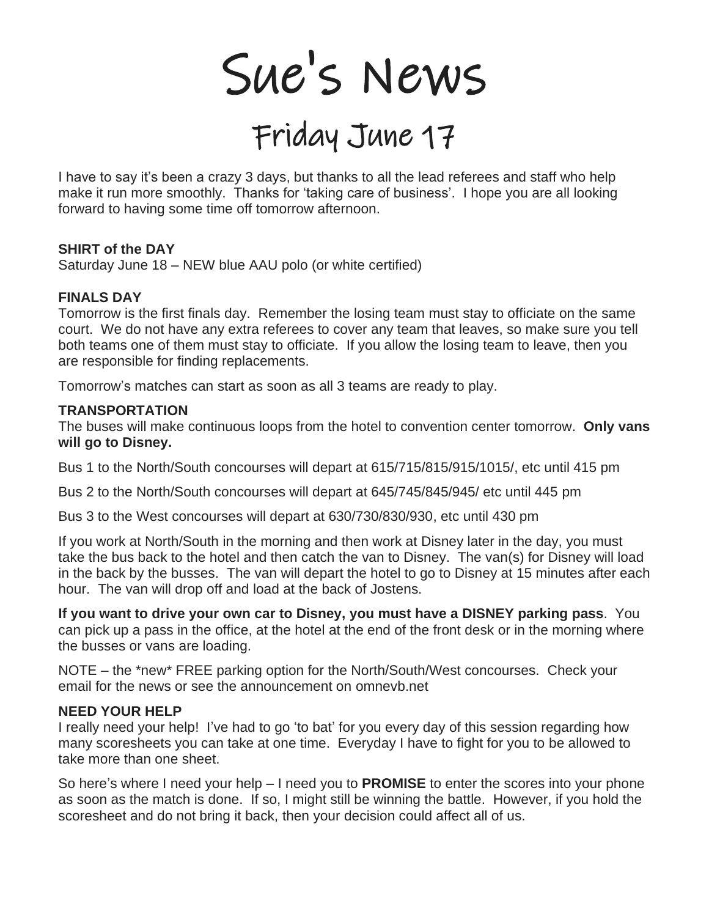# Sue's News

## Friday June 17

I have to say it's been a crazy 3 days, but thanks to all the lead referees and staff who help make it run more smoothly. Thanks for 'taking care of business'. I hope you are all looking forward to having some time off tomorrow afternoon.

**SHIRT of the DAY**

Saturday June 18 – NEW blue AAU polo (or white certified)

**FINALS DAY**

Tomorrow is the first finals day. Remember the losing team must stay to officiate on the same court. We do not have any extra referees to cover any team that leaves, so make sure you tell both teams one of them must stay to officiate. If you allow the losing team to leave, then you are responsible for finding replacements.

Tomorrow's matches can start as soon as all 3 teams are ready to play.

**TRANSPORTATION**

The buses will make continuous loops from the hotel to convention center tomorrow. **Only vans will go to Disney.**

Bus 1 to the North/South concourses will depart at 615/715/815/915/1015/, etc until 415 pm

Bus 2 to the North/South concourses will depart at 645/745/845/945/ etc until 445 pm

Bus 3 to the West concourses will depart at 630/730/830/930, etc until 430 pm

If you work at North/South in the morning and then work at Disney later in the day, you must take the bus back to the hotel and then catch the van to Disney. The van(s) for Disney will load in the back by the busses. The van will depart the hotel to go to Disney at 15 minutes after each hour. The van will drop off and load at the back of Jostens.

**If you want to drive your own car to Disney, you must have a DISNEY parking pass**. You can pick up a pass in the office, at the hotel at the end of the front desk or in the morning where the busses or vans are loading.

NOTE – the *new* FREE parking option for the North/South/West concourses. Check your email for the news or see the announcement on omnevb.net

**NEED YOUR HELP**

I really need your help! I've had to go 'to bat' for you every day of this session regarding how many scoresheets you can take at one time. Everyday I have to fight for you to be allowed to take more than one sheet.

So here's where I need your help – I need you to **PROMISE** to enter the scores into your phone as soon as the match is done. If so, I might still be winning the battle. However, if you hold the scoresheet and do not bring it back, then your decision could affect all of us.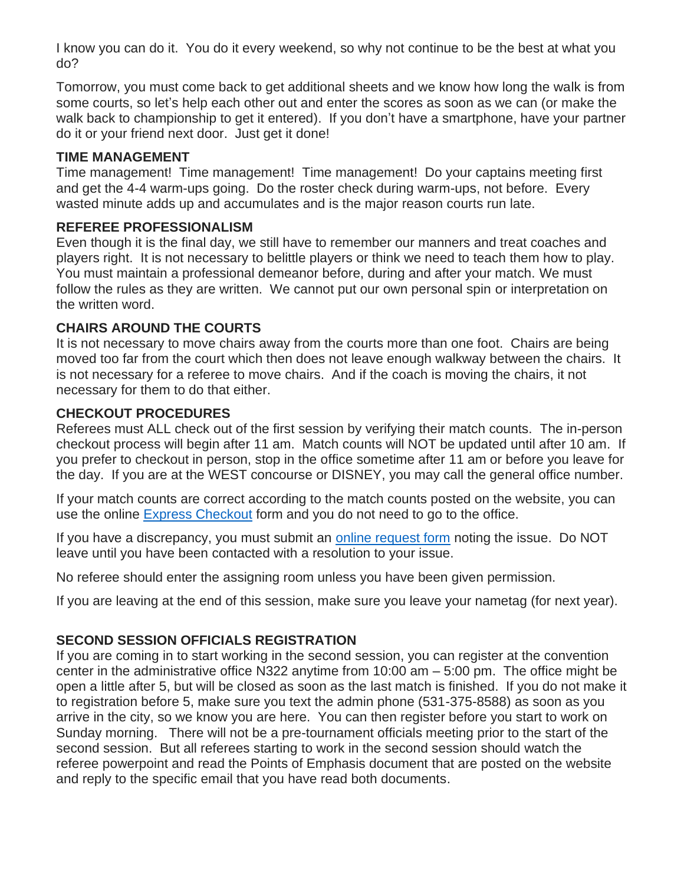I know you can do it. You do it every weekend, so why not continue to be the best at what you do?

Tomorrow, you must come back to get additional sheets and we know how long the walk is from some courts, so let's help each other out and enter the scores as soon as we can (or make the walk back to championship to get it entered). If you don't have a smartphone, have your partner do it or your friend next door. Just get it done!

**TIME MANAGEMENT**

Time management! Time management! Time management! Do your captains meeting first and get the 4-4 warm-ups going. Do the roster check during warm-ups, not before. Every wasted minute adds up and accumulates and is the major reason courts run late.

**REFEREE PROFESSIONALISM**

Even though it is the final day, we still have to remember our manners and treat coaches and players right. It is not necessary to belittle players or think we need to teach them how to play. You must maintain a professional demeanor before, during and after your match. We must follow the rules as they are written. We cannot put our own personal spin or interpretation on the written word.

**CHAIRS AROUND THE COURTS**

It is not necessary to move chairs away from the courts more than one foot. Chairs are being moved too far from the court which then does not leave enough walkway between the chairs. It is not necessary for a referee to move chairs. And if the coach is moving the chairs, it not necessary for them to do that either.

**CHECKOUT PROCEDURES**

Referees must ALL check out of the first session by verifying their match counts. The in-person checkout process will begin after 11 am. Match counts will NOT be updated until after 10 am. If you prefer to checkout in person, stop in the office sometime after 11 am or before you leave for the day. If you are at the WEST concourse or DISNEY, you may call the general office number.

If your match counts are correct according to the match counts posted on the website, you can use the online Express Checkout form and you do not need to go to the office.

If you have a discrepancy, you must submit an online request form noting the issue. Do NOT leave until you have been contacted with a resolution to your issue.

No referee should enter the assigning room unless you have been given permission.

If you are leaving at the end of this session, make sure you leave your nametag (for next year).

**SECOND SESSION OFFICIALS REGISTRATION**

If you are coming in to start working in the second session, you can register at the convention center in the administrative office N322 anytime from 10:00 am – 5:00 pm. The office might be open a little after 5, but will be closed as soon as the last match is finished. If you do not make it to registration before 5, make sure you text the admin phone (531-375-8588) as soon as you arrive in the city, so we know you are here. You can then register before you start to work on Sunday morning. There will not be a pre-tournament officials meeting prior to the start of the second session. But all referees starting to work in the second session should watch the referee powerpoint and read the Points of Emphasis document that are posted on the website and reply to the specific email that you have read both documents.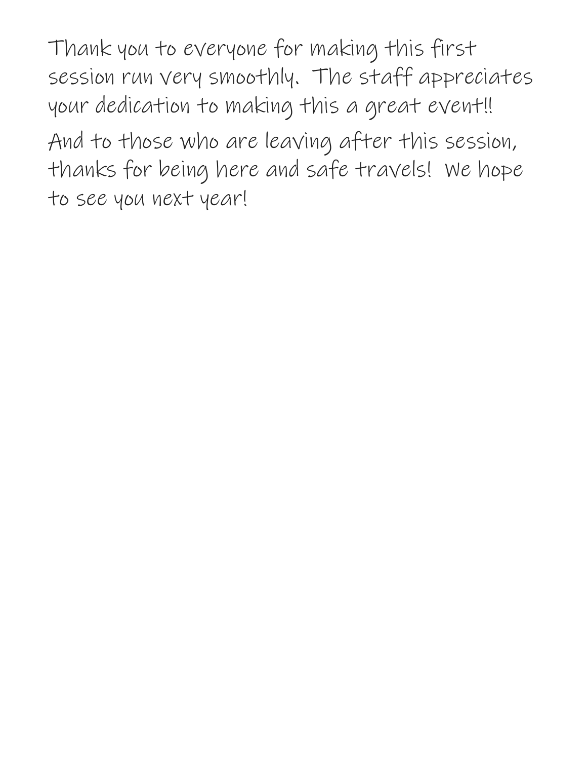Thank you to everyone for making this first session run very smoothly. The staff appreciates your dedication to making this a great event!!

And to those who are leaving after this session, thanks for being here and safe travels! We hope to see you next year!